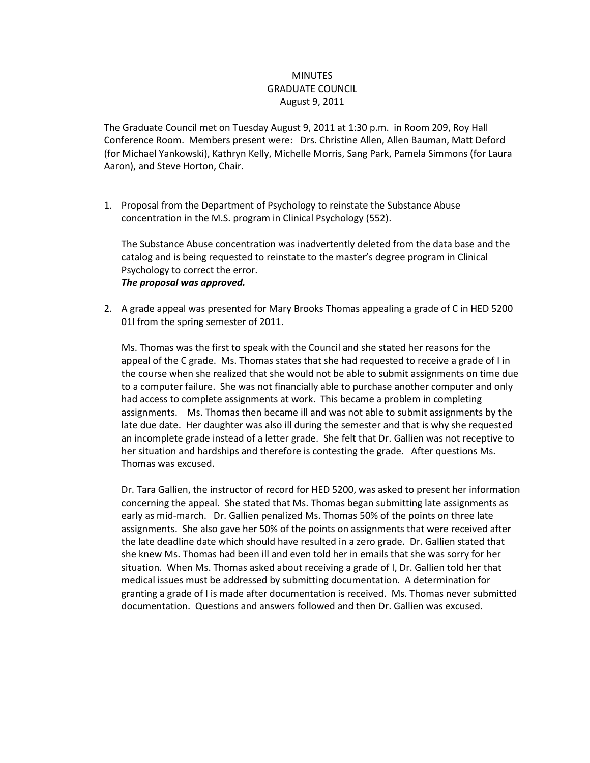# MINUTES
## GRADUATE COUNCIL
### August 9, 2011

The Graduate Council met on Tuesday August 9, 2011 at 1:30 p.m. in Room 209, Roy Hall Conference Room. Members present were: Drs. Christine Allen, Allen Bauman, Matt Deford (for Michael Yankowski), Kathryn Kelly, Michelle Morris, Sang Park, Pamela Simmons (for Laura Aaron), and Steve Horton, Chair.

1. Proposal from the Department of Psychology to reinstate the Substance Abuse concentration in the M.S. program in Clinical Psychology (552).

   The Substance Abuse concentration was inadvertently deleted from the data base and the catalog and is being requested to reinstate to the master's degree program in Clinical Psychology to correct the error.
   ***The proposal was approved.***

2. A grade appeal was presented for Mary Brooks Thomas appealing a grade of C in HED 5200 01I from the spring semester of 2011.

   Ms. Thomas was the first to speak with the Council and she stated her reasons for the appeal of the C grade. Ms. Thomas states that she had requested to receive a grade of I in the course when she realized that she would not be able to submit assignments on time due to a computer failure. She was not financially able to purchase another computer and only had access to complete assignments at work. This became a problem in completing assignments. Ms. Thomas then became ill and was not able to submit assignments by the late due date. Her daughter was also ill during the semester and that is why she requested an incomplete grade instead of a letter grade. She felt that Dr. Gallien was not receptive to her situation and hardships and therefore is contesting the grade. After questions Ms. Thomas was excused.

   Dr. Tara Gallien, the instructor of record for HED 5200, was asked to present her information concerning the appeal. She stated that Ms. Thomas began submitting late assignments as early as mid-march. Dr. Gallien penalized Ms. Thomas 50% of the points on three late assignments. She also gave her 50% of the points on assignments that were received after the late deadline date which should have resulted in a zero grade. Dr. Gallien stated that she knew Ms. Thomas had been ill and even told her in emails that she was sorry for her situation. When Ms. Thomas asked about receiving a grade of I, Dr. Gallien told her that medical issues must be addressed by submitting documentation. A determination for granting a grade of I is made after documentation is received. Ms. Thomas never submitted documentation. Questions and answers followed and then Dr. Gallien was excused.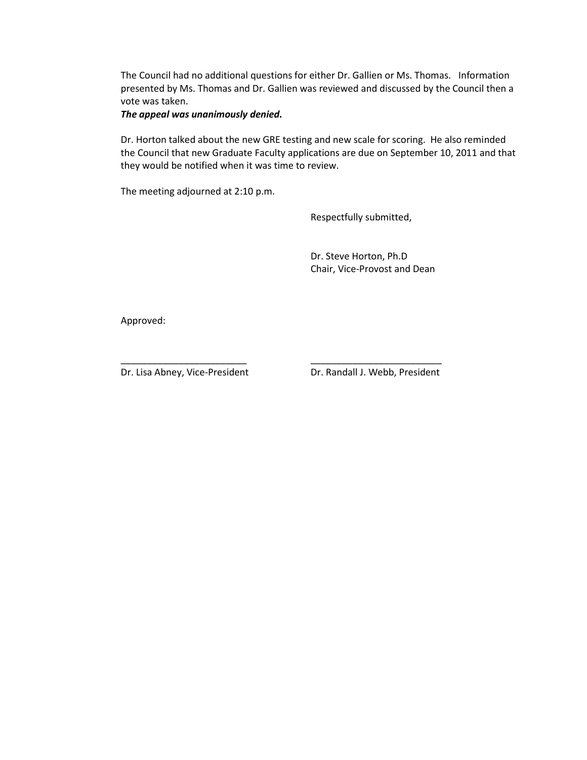The Council had no additional questions for either Dr. Gallien or Ms. Thomas. Information presented by Ms. Thomas and Dr. Gallien was reviewed and discussed by the Council then a vote was taken.

***The appeal was unanimously denied.***

Dr. Horton talked about the new GRE testing and new scale for scoring. He also reminded the Council that new Graduate Faculty applications are due on September 10, 2011 and that they would be notified when it was time to review.

The meeting adjourned at 2:10 p.m.

Respectfully submitted,

Dr. Steve Horton, Ph.D  
Chair, Vice-Provost and Dean

Approved:

\_\_\_\_\_\_\_\_\_\_\_\_\_\_\_\_\_\_\_\_\_\_\_\_\_  
Dr. Lisa Abney, Vice-President

\_\_\_\_\_\_\_\_\_\_\_\_\_\_\_\_\_\_\_\_\_\_\_\_\_  
Dr. Randall J. Webb, President